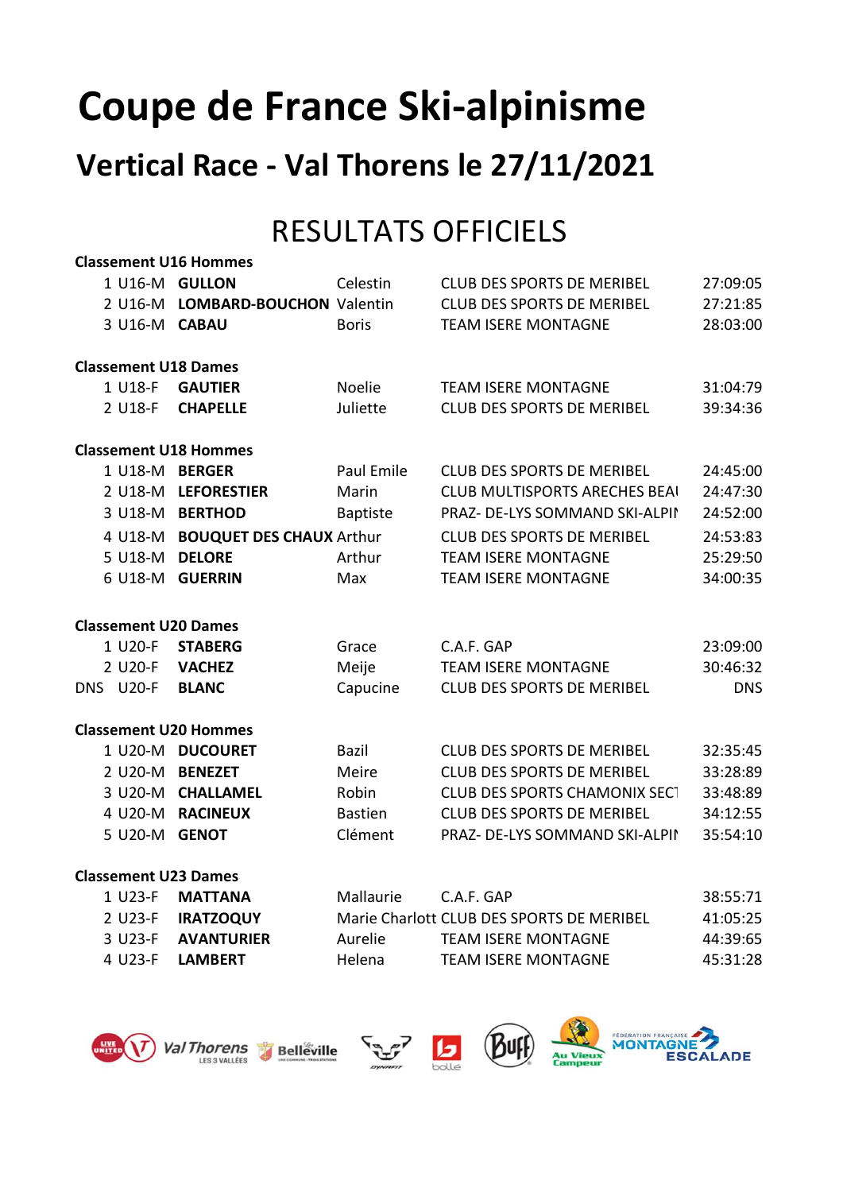# Coupe de France Ski-alpinisme

## Vertical Race - Val Thorens le 27/11/2021

## RESULTATS OFFICIELS

**Classement U16 Hommes**

| | | | | | |
|---|---|---|---|---|---|
| 1 | U16-M | **GULLON** | Celestin | CLUB DES SPORTS DE MERIBEL | 27:09:05 |
| 2 | U16-M | **LOMBARD-BOUCHON** | Valentin | CLUB DES SPORTS DE MERIBEL | 27:21:85 |
| 3 | U16-M | **CABAU** | Boris | TEAM ISERE MONTAGNE | 28:03:00 |

**Classement U18 Dames**

| | | | | | |
|---|---|---|---|---|---|
| 1 | U18-F | **GAUTIER** | Noelie | TEAM ISERE MONTAGNE | 31:04:79 |
| 2 | U18-F | **CHAPELLE** | Juliette | CLUB DES SPORTS DE MERIBEL | 39:34:36 |

**Classement U18 Hommes**

| | | | | | |
|---|---|---|---|---|---|
| 1 | U18-M | **BERGER** | Paul Emile | CLUB DES SPORTS DE MERIBEL | 24:45:00 |
| 2 | U18-M | **LEFORESTIER** | Marin | CLUB MULTISPORTS ARECHES BEAI | 24:47:30 |
| 3 | U18-M | **BERTHOD** | Baptiste | PRAZ- DE-LYS SOMMAND SKI-ALPII | 24:52:00 |
| 4 | U18-M | **BOUQUET DES CHAUX** | Arthur | CLUB DES SPORTS DE MERIBEL | 24:53:83 |
| 5 | U18-M | **DELORE** | Arthur | TEAM ISERE MONTAGNE | 25:29:50 |
| 6 | U18-M | **GUERRIN** | Max | TEAM ISERE MONTAGNE | 34:00:35 |

**Classement U20 Dames**

| | | | | | |
|---|---|---|---|---|---|
| 1 | U20-F | **STABERG** | Grace | C.A.F. GAP | 23:09:00 |
| 2 | U20-F | **VACHEZ** | Meije | TEAM ISERE MONTAGNE | 30:46:32 |
| DNS | U20-F | **BLANC** | Capucine | CLUB DES SPORTS DE MERIBEL | DNS |

**Classement U20 Hommes**

| | | | | | |
|---|---|---|---|---|---|
| 1 | U20-M | **DUCOURET** | Bazil | CLUB DES SPORTS DE MERIBEL | 32:35:45 |
| 2 | U20-M | **BENEZET** | Meire | CLUB DES SPORTS DE MERIBEL | 33:28:89 |
| 3 | U20-M | **CHALLAMEL** | Robin | CLUB DES SPORTS CHAMONIX SECT | 33:48:89 |
| 4 | U20-M | **RACINEUX** | Bastien | CLUB DES SPORTS DE MERIBEL | 34:12:55 |
| 5 | U20-M | **GENOT** | Clément | PRAZ- DE-LYS SOMMAND SKI-ALPII | 35:54:10 |

**Classement U23 Dames**

| | | | | | |
|---|---|---|---|---|---|
| 1 | U23-F | **MATTANA** | Mallaurie | C.A.F. GAP | 38:55:71 |
| 2 | U23-F | **IRATZOQUY** | Marie Charlott | CLUB DES SPORTS DE MERIBEL | 41:05:25 |
| 3 | U23-F | **AVANTURIER** | Aurelie | TEAM ISERE MONTAGNE | 44:39:65 |
| 4 | U23-F | **LAMBERT** | Helena | TEAM ISERE MONTAGNE | 45:31:28 |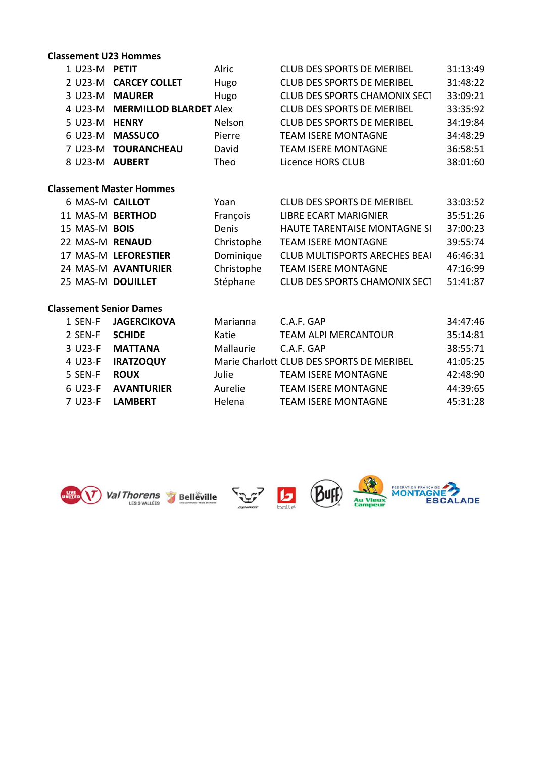### Classement U23 Hommes

| | | | | | |
|---|---|---|---|---|---|
| 1 | U23-M | **PETIT** | Alric | CLUB DES SPORTS DE MERIBEL | 31:13:49 |
| 2 | U23-M | **CARCEY COLLET** | Hugo | CLUB DES SPORTS DE MERIBEL | 31:48:22 |
| 3 | U23-M | **MAURER** | Hugo | CLUB DES SPORTS CHAMONIX SECT | 33:09:21 |
| 4 | U23-M | **MERMILLOD BLARDET** | Alex | CLUB DES SPORTS DE MERIBEL | 33:35:92 |
| 5 | U23-M | **HENRY** | Nelson | CLUB DES SPORTS DE MERIBEL | 34:19:84 |
| 6 | U23-M | **MASSUCO** | Pierre | TEAM ISERE MONTAGNE | 34:48:29 |
| 7 | U23-M | **TOURANCHEAU** | David | TEAM ISERE MONTAGNE | 36:58:51 |
| 8 | U23-M | **AUBERT** | Theo | Licence HORS CLUB | 38:01:60 |

### Classement Master Hommes

| | | | | | |
|---|---|---|---|---|---|
| 6 | MAS-M | **CAILLOT** | Yoan | CLUB DES SPORTS DE MERIBEL | 33:03:52 |
| 11 | MAS-M | **BERTHOD** | François | LIBRE ECART MARIGNIER | 35:51:26 |
| 15 | MAS-M | **BOIS** | Denis | HAUTE TARENTAISE MONTAGNE SI | 37:00:23 |
| 22 | MAS-M | **RENAUD** | Christophe | TEAM ISERE MONTAGNE | 39:55:74 |
| 17 | MAS-M | **LEFORESTIER** | Dominique | CLUB MULTISPORTS ARECHES BEAU | 46:46:31 |
| 24 | MAS-M | **AVANTURIER** | Christophe | TEAM ISERE MONTAGNE | 47:16:99 |
| 25 | MAS-M | **DOUILLET** | Stéphane | CLUB DES SPORTS CHAMONIX SECT | 51:41:87 |

### Classement Senior Dames

| | | | | | |
|---|---|---|---|---|---|
| 1 | SEN-F | **JAGERCIKOVA** | Marianna | C.A.F. GAP | 34:47:46 |
| 2 | SEN-F | **SCHIDE** | Katie | TEAM ALPI MERCANTOUR | 35:14:81 |
| 3 | U23-F | **MATTANA** | Mallaurie | C.A.F. GAP | 38:55:71 |
| 4 | U23-F | **IRATZOQUY** | Marie Charlott | CLUB DES SPORTS DE MERIBEL | 41:05:25 |
| 5 | SEN-F | **ROUX** | Julie | TEAM ISERE MONTAGNE | 42:48:90 |
| 6 | U23-F | **AVANTURIER** | Aurelie | TEAM ISERE MONTAGNE | 44:39:65 |
| 7 | U23-F | **LAMBERT** | Helena | TEAM ISERE MONTAGNE | 45:31:28 |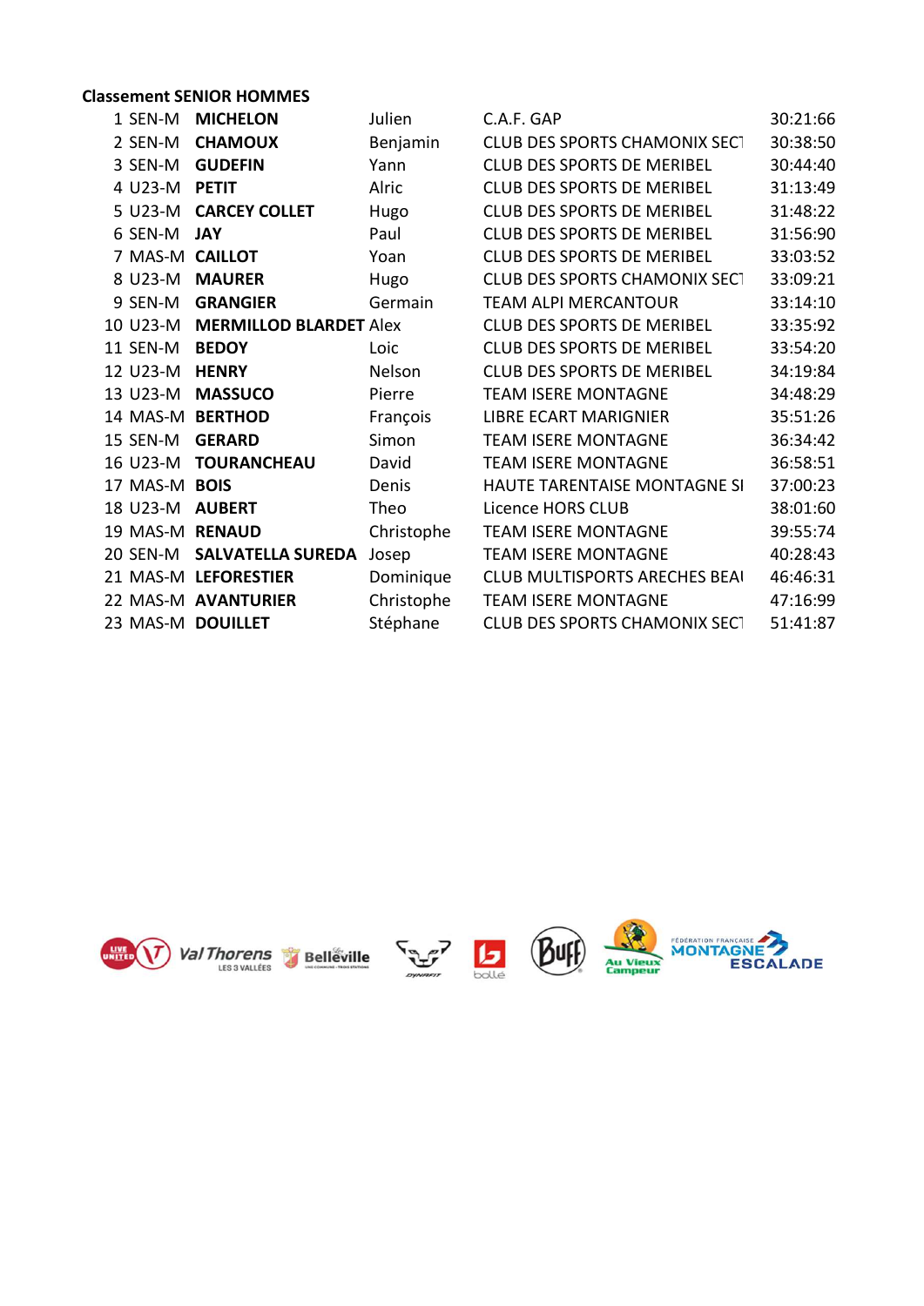**Classement SENIOR HOMMES**

| | | | | | |
|---|---|---|---|---|---|
| 1 | SEN-M | **MICHELON** | Julien | C.A.F. GAP | 30:21:66 |
| 2 | SEN-M | **CHAMOUX** | Benjamin | CLUB DES SPORTS CHAMONIX SECT | 30:38:50 |
| 3 | SEN-M | **GUDEFIN** | Yann | CLUB DES SPORTS DE MERIBEL | 30:44:40 |
| 4 | U23-M | **PETIT** | Alric | CLUB DES SPORTS DE MERIBEL | 31:13:49 |
| 5 | U23-M | **CARCEY COLLET** | Hugo | CLUB DES SPORTS DE MERIBEL | 31:48:22 |
| 6 | SEN-M | **JAY** | Paul | CLUB DES SPORTS DE MERIBEL | 31:56:90 |
| 7 | MAS-M | **CAILLOT** | Yoan | CLUB DES SPORTS DE MERIBEL | 33:03:52 |
| 8 | U23-M | **MAURER** | Hugo | CLUB DES SPORTS CHAMONIX SECT | 33:09:21 |
| 9 | SEN-M | **GRANGIER** | Germain | TEAM ALPI MERCANTOUR | 33:14:10 |
| 10 | U23-M | **MERMILLOD BLARDET** | Alex | CLUB DES SPORTS DE MERIBEL | 33:35:92 |
| 11 | SEN-M | **BEDOY** | Loic | CLUB DES SPORTS DE MERIBEL | 33:54:20 |
| 12 | U23-M | **HENRY** | Nelson | CLUB DES SPORTS DE MERIBEL | 34:19:84 |
| 13 | U23-M | **MASSUCO** | Pierre | TEAM ISERE MONTAGNE | 34:48:29 |
| 14 | MAS-M | **BERTHOD** | François | LIBRE ECART MARIGNIER | 35:51:26 |
| 15 | SEN-M | **GERARD** | Simon | TEAM ISERE MONTAGNE | 36:34:42 |
| 16 | U23-M | **TOURANCHEAU** | David | TEAM ISERE MONTAGNE | 36:58:51 |
| 17 | MAS-M | **BOIS** | Denis | HAUTE TARENTAISE MONTAGNE SI | 37:00:23 |
| 18 | U23-M | **AUBERT** | Theo | Licence HORS CLUB | 38:01:60 |
| 19 | MAS-M | **RENAUD** | Christophe | TEAM ISERE MONTAGNE | 39:55:74 |
| 20 | SEN-M | **SALVATELLA SUREDA** | Josep | TEAM ISERE MONTAGNE | 40:28:43 |
| 21 | MAS-M | **LEFORESTIER** | Dominique | CLUB MULTISPORTS ARECHES BEAU | 46:46:31 |
| 22 | MAS-M | **AVANTURIER** | Christophe | TEAM ISERE MONTAGNE | 47:16:99 |
| 23 | MAS-M | **DOUILLET** | Stéphane | CLUB DES SPORTS CHAMONIX SECT | 51:41:87 |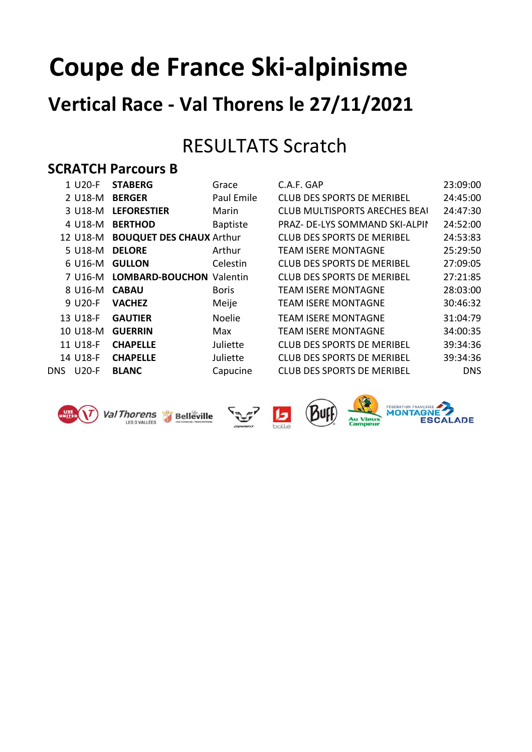# Coupe de France Ski-alpinisme

## Vertical Race - Val Thorens le 27/11/2021

## RESULTATS Scratch

### SCRATCH Parcours B

| | | | | | |
|---|---|---|---|---|---|
| 1 | U20-F | **STABERG** | Grace | C.A.F. GAP | 23:09:00 |
| 2 | U18-M | **BERGER** | Paul Emile | CLUB DES SPORTS DE MERIBEL | 24:45:00 |
| 3 | U18-M | **LEFORESTIER** | Marin | CLUB MULTISPORTS ARECHES BEAU | 24:47:30 |
| 4 | U18-M | **BERTHOD** | Baptiste | PRAZ- DE-LYS SOMMAND SKI-ALPIN | 24:52:00 |
| 12 | U18-M | **BOUQUET DES CHAUX** | Arthur | CLUB DES SPORTS DE MERIBEL | 24:53:83 |
| 5 | U18-M | **DELORE** | Arthur | TEAM ISERE MONTAGNE | 25:29:50 |
| 6 | U16-M | **GULLON** | Celestin | CLUB DES SPORTS DE MERIBEL | 27:09:05 |
| 7 | U16-M | **LOMBARD-BOUCHON** | Valentin | CLUB DES SPORTS DE MERIBEL | 27:21:85 |
| 8 | U16-M | **CABAU** | Boris | TEAM ISERE MONTAGNE | 28:03:00 |
| 9 | U20-F | **VACHEZ** | Meije | TEAM ISERE MONTAGNE | 30:46:32 |
| 13 | U18-F | **GAUTIER** | Noelie | TEAM ISERE MONTAGNE | 31:04:79 |
| 10 | U18-M | **GUERRIN** | Max | TEAM ISERE MONTAGNE | 34:00:35 |
| 11 | U18-F | **CHAPELLE** | Juliette | CLUB DES SPORTS DE MERIBEL | 39:34:36 |
| 14 | U18-F | **CHAPELLE** | Juliette | CLUB DES SPORTS DE MERIBEL | 39:34:36 |
| DNS | U20-F | **BLANC** | Capucine | CLUB DES SPORTS DE MERIBEL | DNS |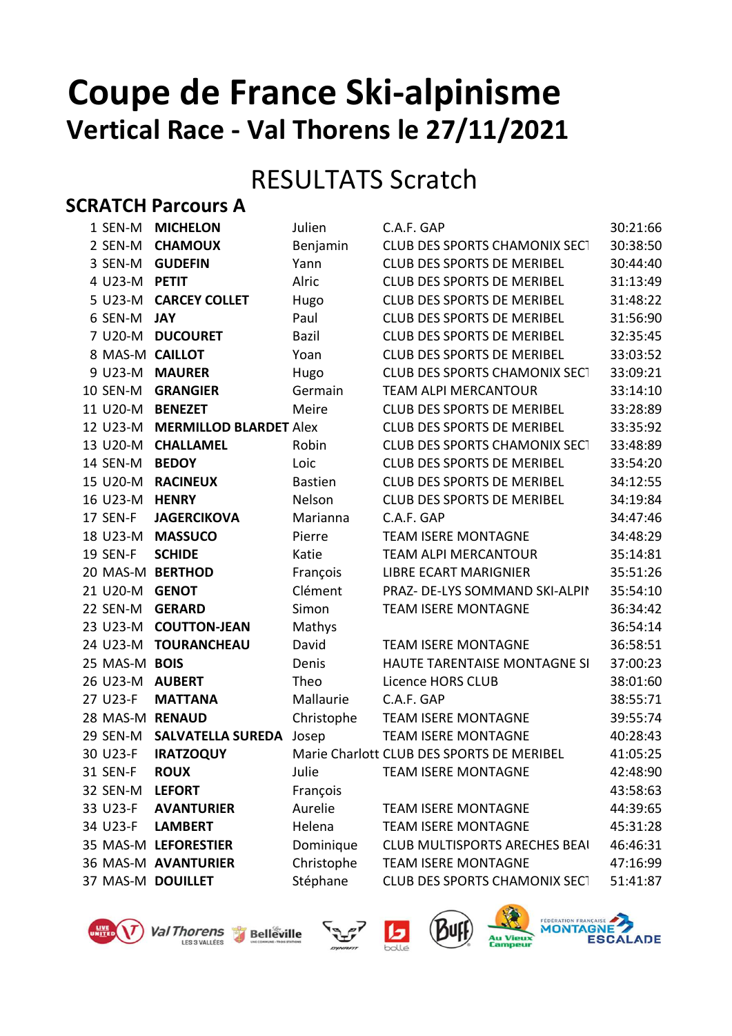# Coupe de France Ski-alpinisme

## Vertical Race - Val Thorens le 27/11/2021

## RESULTATS Scratch

### SCRATCH Parcours A

| | | | | | |
|---|---|---|---|---|---|
| 1 | SEN-M | **MICHELON** | Julien | C.A.F. GAP | 30:21:66 |
| 2 | SEN-M | **CHAMOUX** | Benjamin | CLUB DES SPORTS CHAMONIX SECT | 30:38:50 |
| 3 | SEN-M | **GUDEFIN** | Yann | CLUB DES SPORTS DE MERIBEL | 30:44:40 |
| 4 | U23-M | **PETIT** | Alric | CLUB DES SPORTS DE MERIBEL | 31:13:49 |
| 5 | U23-M | **CARCEY COLLET** | Hugo | CLUB DES SPORTS DE MERIBEL | 31:48:22 |
| 6 | SEN-M | **JAY** | Paul | CLUB DES SPORTS DE MERIBEL | 31:56:90 |
| 7 | U20-M | **DUCOURET** | Bazil | CLUB DES SPORTS DE MERIBEL | 32:35:45 |
| 8 | MAS-M | **CAILLOT** | Yoan | CLUB DES SPORTS DE MERIBEL | 33:03:52 |
| 9 | U23-M | **MAURER** | Hugo | CLUB DES SPORTS CHAMONIX SECT | 33:09:21 |
| 10 | SEN-M | **GRANGIER** | Germain | TEAM ALPI MERCANTOUR | 33:14:10 |
| 11 | U20-M | **BENEZET** | Meire | CLUB DES SPORTS DE MERIBEL | 33:28:89 |
| 12 | U23-M | **MERMILLOD BLARDET** | Alex | CLUB DES SPORTS DE MERIBEL | 33:35:92 |
| 13 | U20-M | **CHALLAMEL** | Robin | CLUB DES SPORTS CHAMONIX SECT | 33:48:89 |
| 14 | SEN-M | **BEDOY** | Loic | CLUB DES SPORTS DE MERIBEL | 33:54:20 |
| 15 | U20-M | **RACINEUX** | Bastien | CLUB DES SPORTS DE MERIBEL | 34:12:55 |
| 16 | U23-M | **HENRY** | Nelson | CLUB DES SPORTS DE MERIBEL | 34:19:84 |
| 17 | SEN-F | **JAGERCIKOVA** | Marianna | C.A.F. GAP | 34:47:46 |
| 18 | U23-M | **MASSUCO** | Pierre | TEAM ISERE MONTAGNE | 34:48:29 |
| 19 | SEN-F | **SCHIDE** | Katie | TEAM ALPI MERCANTOUR | 35:14:81 |
| 20 | MAS-M | **BERTHOD** | François | LIBRE ECART MARIGNIER | 35:51:26 |
| 21 | U20-M | **GENOT** | Clément | PRAZ- DE-LYS SOMMAND SKI-ALPIN | 35:54:10 |
| 22 | SEN-M | **GERARD** | Simon | TEAM ISERE MONTAGNE | 36:34:42 |
| 23 | U23-M | **COUTTON-JEAN** | Mathys | | 36:54:14 |
| 24 | U23-M | **TOURANCHEAU** | David | TEAM ISERE MONTAGNE | 36:58:51 |
| 25 | MAS-M | **BOIS** | Denis | HAUTE TARENTAISE MONTAGNE SI | 37:00:23 |
| 26 | U23-M | **AUBERT** | Theo | Licence HORS CLUB | 38:01:60 |
| 27 | U23-F | **MATTANA** | Mallaurie | C.A.F. GAP | 38:55:71 |
| 28 | MAS-M | **RENAUD** | Christophe | TEAM ISERE MONTAGNE | 39:55:74 |
| 29 | SEN-M | **SALVATELLA SUREDA** | Josep | TEAM ISERE MONTAGNE | 40:28:43 |
| 30 | U23-F | **IRATZOQUY** | Marie Charlott | CLUB DES SPORTS DE MERIBEL | 41:05:25 |
| 31 | SEN-F | **ROUX** | Julie | TEAM ISERE MONTAGNE | 42:48:90 |
| 32 | SEN-M | **LEFORT** | François | | 43:58:63 |
| 33 | U23-F | **AVANTURIER** | Aurelie | TEAM ISERE MONTAGNE | 44:39:65 |
| 34 | U23-F | **LAMBERT** | Helena | TEAM ISERE MONTAGNE | 45:31:28 |
| 35 | MAS-M | **LEFORESTIER** | Dominique | CLUB MULTISPORTS ARECHES BEAU | 46:46:31 |
| 36 | MAS-M | **AVANTURIER** | Christophe | TEAM ISERE MONTAGNE | 47:16:99 |
| 37 | MAS-M | **DOUILLET** | Stéphane | CLUB DES SPORTS CHAMONIX SECT | 51:41:87 |